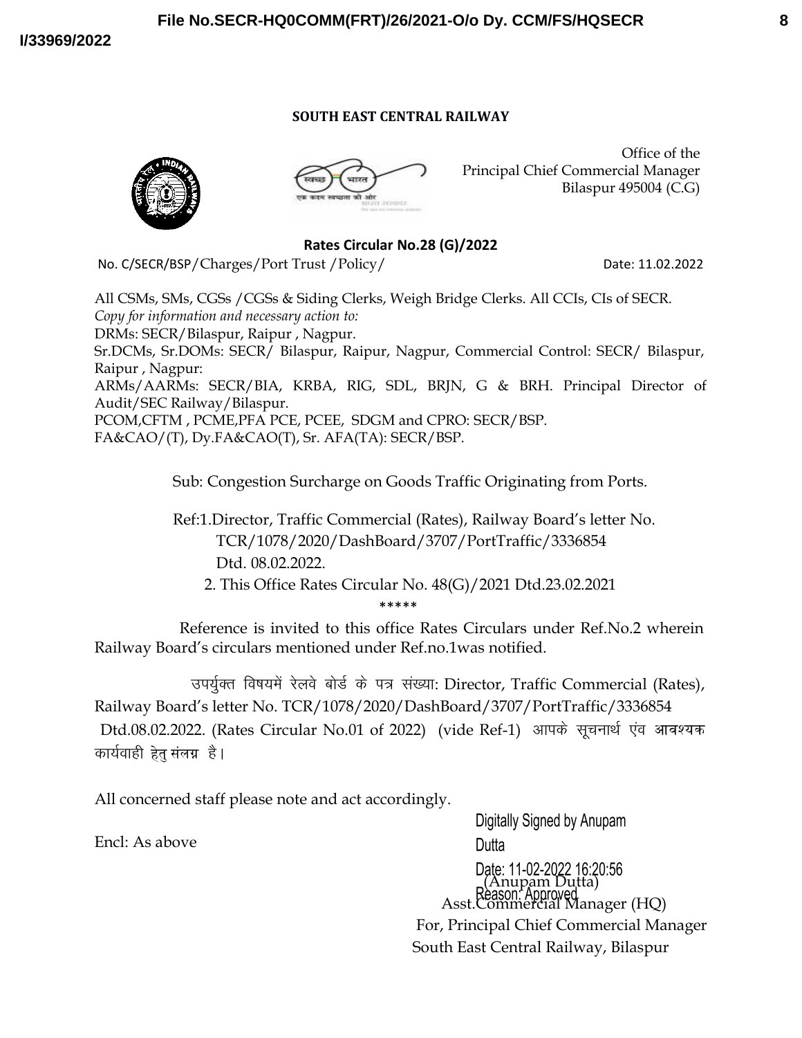**SOUTH EAST CENTRAL RAILWAY**

Office of the
Principal Chief Commercial Manager
Bilaspur 495004 (C.G)

**Rates Circular No.28 (G)/2022**

No. C/SECR/BSP/Charges/Port Trust /Policy/ Date: 11.02.2022

All CSMs, SMs, CGSs /CGSs & Siding Clerks, Weigh Bridge Clerks. All CCIs, CIs of SECR.
*Copy for information and necessary action to:*
DRMs: SECR/Bilaspur, Raipur , Nagpur.
Sr.DCMs, Sr.DOMs: SECR/ Bilaspur, Raipur, Nagpur, Commercial Control: SECR/ Bilaspur, Raipur , Nagpur:
ARMs/AARMs: SECR/BIA, KRBA, RIG, SDL, BRJN, G & BRH. Principal Director of Audit/SEC Railway/Bilaspur.
PCOM,CFTM , PCME,PFA PCE, PCEE, SDGM and CPRO: SECR/BSP.
FA&CAO/(T), Dy.FA&CAO(T), Sr. AFA(TA): SECR/BSP.

Sub: Congestion Surcharge on Goods Traffic Originating from Ports.

Ref:1.Director, Traffic Commercial (Rates), Railway Board's letter No. TCR/1078/2020/DashBoard/3707/PortTraffic/3336854 Dtd. 08.02.2022.
2. This Office Rates Circular No. 48(G)/2021 Dtd.23.02.2021

*****

Reference is invited to this office Rates Circulars under Ref.No.2 wherein Railway Board's circulars mentioned under Ref.no.1was notified.

उपर्युक्त विषयमें रेलवे बोर्ड के पत्र संख्या: Director, Traffic Commercial (Rates), Railway Board's letter No. TCR/1078/2020/DashBoard/3707/PortTraffic/3336854 Dtd.08.02.2022. (Rates Circular No.01 of 2022) (vide Ref-1) आपके सूचनार्थ एंव आवश्यक कार्यवाही हेतु संलग्न है।

All concerned staff please note and act accordingly.

Encl: As above

Digitally Signed by Anupam Dutta
Date: 11-02-2022 16:20:56
Reason: Approved

(Anupam Dutta)
Asst.Commercial Manager (HQ)
For, Principal Chief Commercial Manager
South East Central Railway, Bilaspur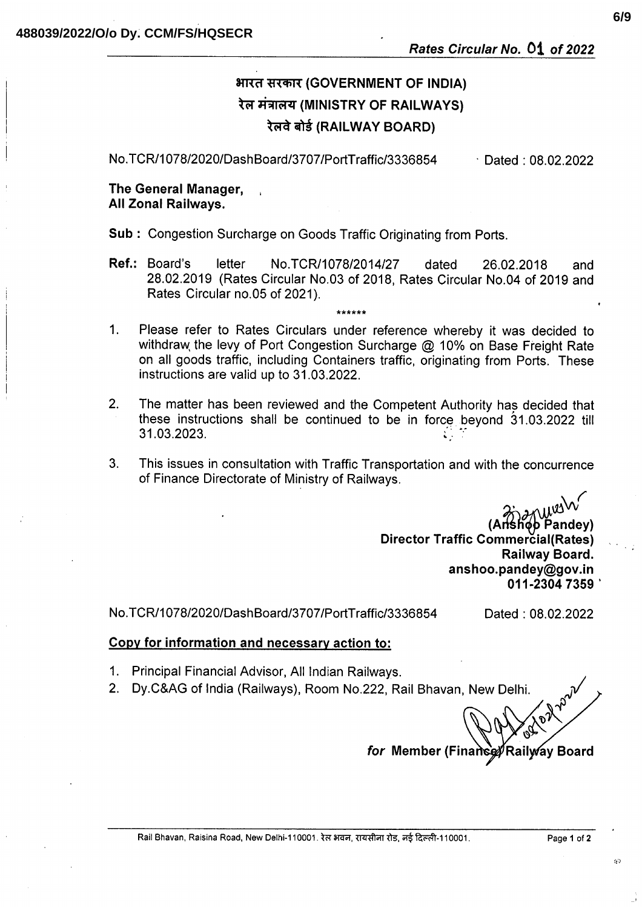488039/2022/O/o Dy. CCM/FS/HQSECR

*Rates Circular No. 01 of 2022*

**भारत सरकार (GOVERNMENT OF INDIA)**
**रेल मंत्रालय (MINISTRY OF RAILWAYS)**
**रेलवे बोर्ड (RAILWAY BOARD)**

No.TCR/1078/2020/DashBoard/3707/PortTraffic/3336854 Dated : 08.02.2022

**The General Manager,**
**All Zonal Railways.**

**Sub :** Congestion Surcharge on Goods Traffic Originating from Ports.

**Ref.:** Board's letter No.TCR/1078/2014/27 dated 26.02.2018 and 28.02.2019 (Rates Circular No.03 of 2018, Rates Circular No.04 of 2019 and Rates Circular no.05 of 2021).

******

1. Please refer to Rates Circulars under reference whereby it was decided to withdraw the levy of Port Congestion Surcharge @ 10% on Base Freight Rate on all goods traffic, including Containers traffic, originating from Ports. These instructions are valid up to 31.03.2022.

2. The matter has been reviewed and the Competent Authority has decided that these instructions shall be continued to be in force beyond 31.03.2022 till 31.03.2023.

3. This issues in consultation with Traffic Transportation and with the concurrence of Finance Directorate of Ministry of Railways.

**(Anshoo Pandey)**
**Director Traffic Commercial(Rates)**
**Railway Board.**
**anshoo.pandey@gov.in**
**011-2304 7359**

No.TCR/1078/2020/DashBoard/3707/PortTraffic/3336854 Dated : 08.02.2022

**Copy for information and necessary action to:**

1. Principal Financial Advisor, All Indian Railways.
2. Dy.C&AG of India (Railways), Room No.222, Rail Bhavan, New Delhi.

*for* **Member (Finance) Railway Board**

Rail Bhavan, Raisina Road, New Delhi-110001. रेल भवन, रायसीना रोड, नई दिल्ली-110001.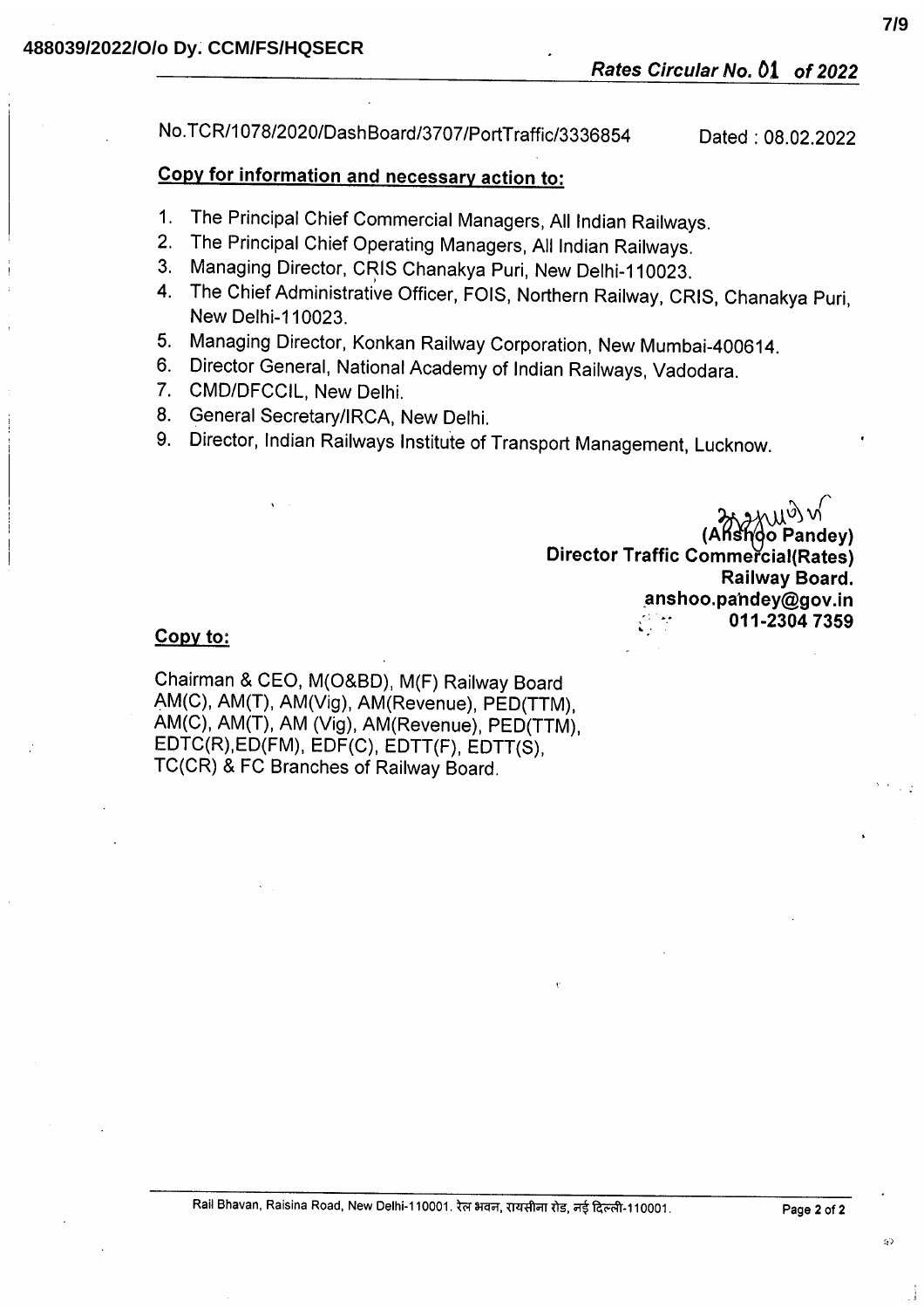***Rates Circular No. 01 of 2022***

No.TCR/1078/2020/DashBoard/3707/PortTraffic/3336854 Dated : 08.02.2022

**Copy for information and necessary action to:**

1. The Principal Chief Commercial Managers, All Indian Railways.
2. The Principal Chief Operating Managers, All Indian Railways.
3. Managing Director, CRIS Chanakya Puri, New Delhi-110023.
4. The Chief Administrative Officer, FOIS, Northern Railway, CRIS, Chanakya Puri, New Delhi-110023.
5. Managing Director, Konkan Railway Corporation, New Mumbai-400614.
6. Director General, National Academy of Indian Railways, Vadodara.
7. CMD/DFCCIL, New Delhi.
8. General Secretary/IRCA, New Delhi.
9. Director, Indian Railways Institute of Transport Management, Lucknow.

**(Anshoo Pandey)**
**Director Traffic Commercial(Rates)**
**Railway Board.**
**anshoo.pandey@gov.in**
**011-2304 7359**

**Copy to:**

Chairman & CEO, M(O&BD), M(F) Railway Board
AM(C), AM(T), AM(Vig), AM(Revenue), PED(TTM),
AM(C), AM(T), AM (Vig), AM(Revenue), PED(TTM),
EDTC(R),ED(FM), EDF(C), EDTT(F), EDTT(S),
TC(CR) & FC Branches of Railway Board.

Rail Bhavan, Raisina Road, New Delhi-110001. रेल भवन, रायसीना रोड, नई दिल्ली-110001.